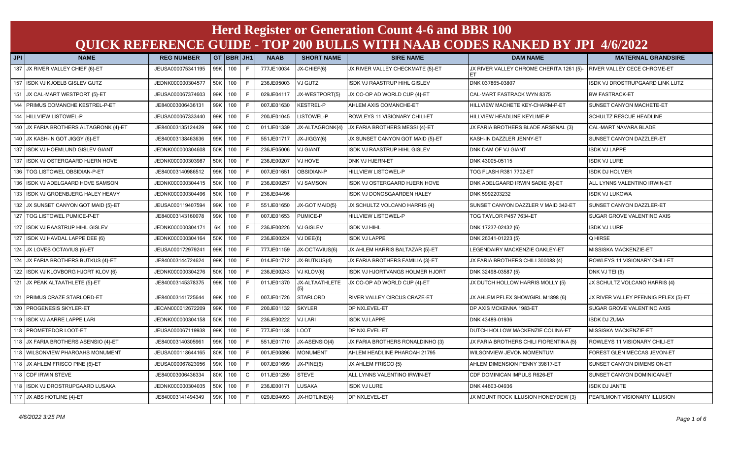# Herd Register or Generation Count 4-6 and BBR 100

## QUICK REFERENCE GUIDE - TOP 200 BULLS WITH NAAB CODES RANKED BY JPI 4/6/2022

| JPI | NAME | REG NUMBER | GT | BBR | JH1 | NAAB | SHORT NAME | SIRE NAME | DAM NAME | MATERNAL GRANDSIRE |
|---|---|---|---|---|---|---|---|---|---|---|
| 187 | JX RIVER VALLEY CHIEF {6}-ET | JEUSA000075341195 | 99K | 100 | F | 777JE10034 | JX-CHIEF{6} | JX RIVER VALLEY CHECKMATE {5}-ET | JX RIVER VALLEY CHROME CHERITA 1261 {5}-ET | RIVER VALLEY CECE CHROME-ET |
| 157 | ISDK VJ KJOELB GISLEV GUTZ | JEDNK000000304577 | 50K | 100 | F | 236JE05003 | VJ GUTZ | ISDK VJ RAASTRUP HIHL GISLEV | DNK 037865-03807 | ISDK VJ DROSTRUPGAARD LINK LUTZ |
| 151 | JX CAL-MART WESTPORT {5}-ET | JEUSA000067374603 | 99K | 100 | F | 029JE04117 | JX-WESTPORT{5} | JX CO-OP AD WORLD CUP {4}-ET | CAL-MART FASTRACK WYN 8375 | BW FASTRACK-ET |
| 144 | PRIMUS COMANCHE KESTREL-P-ET | JE840003006436131 | 99K | 100 | F | 007JE01630 | KESTREL-P | AHLEM AXIS COMANCHE-ET | HILLVIEW MACHETE KEY-CHARM-P-ET | SUNSET CANYON MACHETE-ET |
| 144 | HILLVIEW LISTOWEL-P | JEUSA000067333440 | 99K | 100 | F | 200JE01045 | LISTOWEL-P | ROWLEYS 11 VISIONARY CHILI-ET | HILLVIEW HEADLINE KEYLIME-P | SCHULTZ RESCUE HEADLINE |
| 140 | JX FARIA BROTHERS ALTAGRONK {4}-ET | JE840003135124429 | 99K | 100 | C | 011JE01339 | JX-ALTAGRONK{4} | JX FARIA BROTHERS MESSI {4}-ET | JX FARIA BROTHERS BLADE ARSENAL {3} | CAL-MART NAVARA BLADE |
| 140 | JX KASH-IN GOT JIGGY {6}-ET | JE840003138463636 | 99K | 100 | F | 551JE01717 | JX-JIGGY{6} | JX SUNSET CANYON GOT MAID {5}-ET | KASH-IN DAZZLER JENNY-ET | SUNSET CANYON DAZZLER-ET |
| 137 | ISDK VJ HOEMLUND GISLEV GIANT | JEDNK000000304608 | 50K | 100 | F | 236JE05006 | VJ GIANT | ISDK VJ RAASTRUP HIHL GISLEV | DNK DAM OF VJ GIANT | ISDK VJ LAPPE |
| 137 | ISDK VJ OSTERGAARD HJERN HOVE | JEDNK000000303987 | 50K | 100 | F | 236JE00207 | VJ HOVE | DNK VJ HJERN-ET | DNK 43005-05115 | ISDK VJ LURE |
| 136 | TOG LISTOWEL OBSIDIAN-P-ET | JE840003140986512 | 99K | 100 | F | 007JE01651 | OBSIDIAN-P | HILLVIEW LISTOWEL-P | TOG FLASH R381 7702-ET | ISDK DJ HOLMER |
| 136 | ISDK VJ ADELGAARD HOVE SAMSON | JEDNK000000304415 | 50K | 100 | F | 236JE00257 | VJ SAMSON | ISDK VJ OSTERGAARD HJERN HOVE | DNK ADELGAARD IRWIN SADIE {6}-ET | ALL LYNNS VALENTINO IRWIN-ET |
| 133 | ISDK VJ GROENBJERG HALEY HEAVY | JEDNK000000304496 | 50K | 100 | F | 236JE04496 | | ISDK VJ DONGSGAARDEN HALEY | DNK 5992203232 | ISDK VJ LUKOWA |
| 132 | JX SUNSET CANYON GOT MAID {5}-ET | JEUSA000119407594 | 99K | 100 | F | 551JE01650 | JX-GOT MAID{5} | JX SCHULTZ VOLCANO HARRIS {4} | SUNSET CANYON DAZZLER V MAID 342-ET | SUNSET CANYON DAZZLER-ET |
| 127 | TOG LISTOWEL PUMICE-P-ET | JE840003143160078 | 99K | 100 | F | 007JE01653 | PUMICE-P | HILLVIEW LISTOWEL-P | TOG TAYLOR P457 7634-ET | SUGAR GROVE VALENTINO AXIS |
| 127 | ISDK VJ RAASTRUP HIHL GISLEV | JEDNK000000304171 | 6K | 100 | F | 236JE00226 | VJ GISLEV | ISDK VJ HIHL | DNK 17237-02432 {6} | ISDK VJ LURE |
| 127 | ISDK VJ HAVDAL LAPPE DEE {6} | JEDNK000000304164 | 50K | 100 | F | 236JE00224 | VJ DEE{6} | ISDK VJ LAPPE | DNK 26341-01223 {5} | Q HIRSE |
| 124 | JX LOVES OCTAVIUS {6}-ET | JEUSA000172979241 | 99K | 100 | F | 777JE01159 | JX-OCTAVIUS{6} | JX AHLEM HARRIS BALTAZAR {5}-ET | LEGENDAIRY MACKENZIE OAKLEY-ET | MISSISKA MACKENZIE-ET |
| 124 | JX FARIA BROTHERS BUTKUS {4}-ET | JE840003144724624 | 99K | 100 | F | 014JE01712 | JX-BUTKUS{4} | JX FARIA BROTHERS FAMILIA {3}-ET | JX FARIA BROTHERS CHILI 300088 {4} | ROWLEYS 11 VISIONARY CHILI-ET |
| 122 | ISDK VJ KLOVBORG HJORT KLOV {6} | JEDNK000000304276 | 50K | 100 | F | 236JE00243 | VJ KLOV{6} | ISDK VJ HJORTVANGS HOLMER HJORT | DNK 32498-03587 {5} | DNK VJ TEI {6} |
| 121 | JX PEAK ALTAATHLETE {5}-ET | JE840003145378375 | 99K | 100 | F | 011JE01370 | JX-ALTAATHLETE {5} | JX CO-OP AD WORLD CUP {4}-ET | JX DUTCH HOLLOW HARRIS MOLLY {5} | JX SCHULTZ VOLCANO HARRIS {4} |
| 121 | PRIMUS CRAZE STARLORD-ET | JE840003141725644 | 99K | 100 | F | 007JE01726 | STARLORD | RIVER VALLEY CIRCUS CRAZE-ET | JX AHLEM PFLEX SHOWGIRL M1898 {6} | JX RIVER VALLEY PFENNIG PFLEX {5}-ET |
| 120 | PROGENESIS SKYLER-ET | JECAN000012672209 | 99K | 100 | F | 200JE01132 | SKYLER | DP NXLEVEL-ET | DP AXIS MCKENNA 1983-ET | SUGAR GROVE VALENTINO AXIS |
| 119 | ISDK VJ AARRE LAPPE LARI | JEDNK000000304158 | 50K | 100 | F | 236JE00222 | VJ LARI | ISDK VJ LAPPE | DNK 43489-01936 | ISDK DJ ZUMA |
| 118 | PROMETEDOR LOOT-ET | JEUSA000067119938 | 99K | 100 | F | 777JE01138 | LOOT | DP NXLEVEL-ET | DUTCH HOLLOW MACKENZIE COLINA-ET | MISSISKA MACKENZIE-ET |
| 118 | JX FARIA BROTHERS ASENSIO {4}-ET | JE840003140305961 | 99K | 100 | F | 551JE01710 | JX-ASENSIO{4} | JX FARIA BROTHERS RONALDINHO {3} | JX FARIA BROTHERS CHILI FIORENTINA {5} | ROWLEYS 11 VISIONARY CHILI-ET |
| 118 | WILSONVIEW PHAROAHS MONUMENT | JEUSA000118644165 | 80K | 100 | F | 001JE00896 | MONUMENT | AHLEM HEADLINE PHAROAH 21795 | WILSONVIEW JEVON MOMENTUM | FOREST GLEN MECCAS JEVON-ET |
| 118 | JX AHLEM FRISCO PINE {6}-ET | JEUSA000067823956 | 99K | 100 | F | 007JE01699 | JX-PINE{6} | JX AHLEM FRISCO {5} | AHLEM DIMENSION PENNY 39817-ET | SUNSET CANYON DIMENSION-ET |
| 118 | CDF IRWIN STEVE | JE840003006436334 | 80K | 100 | C | 011JE01259 | STEVE | ALL LYNNS VALENTINO IRWIN-ET | CDF DOMINICAN IMPULS R626-ET | SUNSET CANYON DOMINICAN-ET |
| 118 | ISDK VJ DROSTRUPGAARD LUSAKA | JEDNK000000304035 | 50K | 100 | F | 236JE00171 | LUSAKA | ISDK VJ LURE | DNK 44603-04936 | ISDK DJ JANTE |
| 117 | JX ABS HOTLINE {4}-ET | JE840003141494349 | 99K | 100 | F | 029JE04093 | JX-HOTLINE{4} | DP NXLEVEL-ET | JX MOUNT ROCK ILLUSION HONEYDEW {3} | PEARLMONT VISIONARY ILLUSION |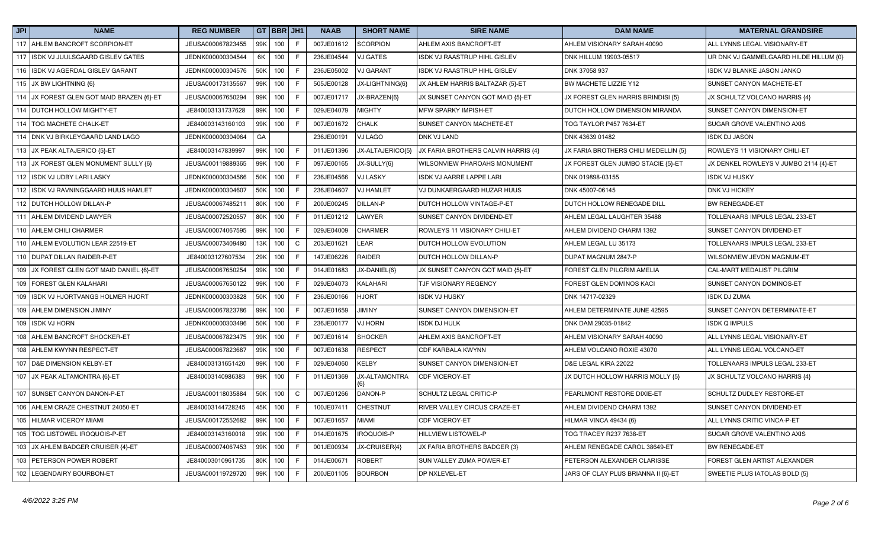| JPI | NAME | REG NUMBER | GT | BBR | JH1 | NAAB | SHORT NAME | SIRE NAME | DAM NAME | MATERNAL GRANDSIRE |
|---|---|---|---|---|---|---|---|---|---|---|
| 117 | AHLEM BANCROFT SCORPION-ET | JEUSA000067823455 | 99K | 100 | F | 007JE01612 | SCORPION | AHLEM AXIS BANCROFT-ET | AHLEM VISIONARY SARAH 40090 | ALL LYNNS LEGAL VISIONARY-ET |
| 117 | ISDK VJ JUULSGAARD GISLEV GATES | JEDNK000000304544 | 6K | 100 | F | 236JE04544 | VJ GATES | ISDK VJ RAASTRUP HIHL GISLEV | DNK HILLUM 19903-05517 | UR DNK VJ GAMMELGAARD HILDE HILLUM {0} |
| 116 | ISDK VJ AGERDAL GISLEV GARANT | JEDNK000000304576 | 50K | 100 | F | 236JE05002 | VJ GARANT | ISDK VJ RAASTRUP HIHL GISLEV | DNK 37058 937 | ISDK VJ BLANKE JASON JANKO |
| 115 | JX BW LIGHTNING {6} | JEUSA000173135567 | 99K | 100 | F | 505JE00128 | JX-LIGHTNING{6} | JX AHLEM HARRIS BALTAZAR {5}-ET | BW MACHETE LIZZIE Y12 | SUNSET CANYON MACHETE-ET |
| 114 | JX FOREST GLEN GOT MAID BRAZEN {6}-ET | JEUSA000067650294 | 99K | 100 | F | 007JE01717 | JX-BRAZEN{6} | JX SUNSET CANYON GOT MAID {5}-ET | JX FOREST GLEN HARRIS BRINDISI {5} | JX SCHULTZ VOLCANO HARRIS {4} |
| 114 | DUTCH HOLLOW MIGHTY-ET | JE840003131737628 | 99K | 100 | F | 029JE04079 | MIGHTY | MFW SPARKY IMPISH-ET | DUTCH HOLLOW DIMENSION MIRANDA | SUNSET CANYON DIMENSION-ET |
| 114 | TOG MACHETE CHALK-ET | JE840003143160103 | 99K | 100 | F | 007JE01672 | CHALK | SUNSET CANYON MACHETE-ET | TOG TAYLOR P457 7634-ET | SUGAR GROVE VALENTINO AXIS |
| 114 | DNK VJ BIRKLEYGAARD LAND LAGO | JEDNK000000304064 | GA | | | 236JE00191 | VJ LAGO | DNK VJ LAND | DNK 43639 01482 | ISDK DJ JASON |
| 113 | JX PEAK ALTAJERICO {5}-ET | JE840003147839997 | 99K | 100 | F | 011JE01396 | JX-ALTAJERICO{5} | JX FARIA BROTHERS CALVIN HARRIS {4} | JX FARIA BROTHERS CHILI MEDELLIN {5} | ROWLEYS 11 VISIONARY CHILI-ET |
| 113 | JX FOREST GLEN MONUMENT SULLY {6} | JEUSA000119889365 | 99K | 100 | F | 097JE00165 | JX-SULLY{6} | WILSONVIEW PHAROAHS MONUMENT | JX FOREST GLEN JUMBO STACIE {5}-ET | JX DENKEL ROWLEYS V JUMBO 2114 {4}-ET |
| 112 | ISDK VJ UDBY LARI LASKY | JEDNK000000304566 | 50K | 100 | F | 236JE04566 | VJ LASKY | ISDK VJ AARRE LAPPE LARI | DNK 019898-03155 | ISDK VJ HUSKY |
| 112 | ISDK VJ RAVNINGGAARD HUUS HAMLET | JEDNK000000304607 | 50K | 100 | F | 236JE04607 | VJ HAMLET | VJ DUNKAERGAARD HUZAR HUUS | DNK 45007-06145 | DNK VJ HICKEY |
| 112 | DUTCH HOLLOW DILLAN-P | JEUSA000067485211 | 80K | 100 | F | 200JE00245 | DILLAN-P | DUTCH HOLLOW VINTAGE-P-ET | DUTCH HOLLOW RENEGADE DILL | BW RENEGADE-ET |
| 111 | AHLEM DIVIDEND LAWYER | JEUSA000072520557 | 80K | 100 | F | 011JE01212 | LAWYER | SUNSET CANYON DIVIDEND-ET | AHLEM LEGAL LAUGHTER 35488 | TOLLENAARS IMPULS LEGAL 233-ET |
| 110 | AHLEM CHILI CHARMER | JEUSA000074067595 | 99K | 100 | F | 029JE04009 | CHARMER | ROWLEYS 11 VISIONARY CHILI-ET | AHLEM DIVIDEND CHARM 1392 | SUNSET CANYON DIVIDEND-ET |
| 110 | AHLEM EVOLUTION LEAR 22519-ET | JEUSA000073409480 | 13K | 100 | C | 203JE01621 | LEAR | DUTCH HOLLOW EVOLUTION | AHLEM LEGAL LU 35173 | TOLLENAARS IMPULS LEGAL 233-ET |
| 110 | DUPAT DILLAN RAIDER-P-ET | JE840003127607534 | 29K | 100 | F | 147JE06226 | RAIDER | DUTCH HOLLOW DILLAN-P | DUPAT MAGNUM 2847-P | WILSONVIEW JEVON MAGNUM-ET |
| 109 | JX FOREST GLEN GOT MAID DANIEL {6}-ET | JEUSA000067650254 | 99K | 100 | F | 014JE01683 | JX-DANIEL{6} | JX SUNSET CANYON GOT MAID {5}-ET | FOREST GLEN PILGRIM AMELIA | CAL-MART MEDALIST PILGRIM |
| 109 | FOREST GLEN KALAHARI | JEUSA000067650122 | 99K | 100 | F | 029JE04073 | KALAHARI | TJF VISIONARY REGENCY | FOREST GLEN DOMINOS KACI | SUNSET CANYON DOMINOS-ET |
| 109 | ISDK VJ HJORTVANGS HOLMER HJORT | JEDNK000000303828 | 50K | 100 | F | 236JE00166 | HJORT | ISDK VJ HUSKY | DNK 14717-02329 | ISDK DJ ZUMA |
| 109 | AHLEM DIMENSION JIMINY | JEUSA000067823786 | 99K | 100 | F | 007JE01659 | JIMINY | SUNSET CANYON DIMENSION-ET | AHLEM DETERMINATE JUNE 42595 | SUNSET CANYON DETERMINATE-ET |
| 109 | ISDK VJ HORN | JEDNK000000303496 | 50K | 100 | F | 236JE00177 | VJ HORN | ISDK DJ HULK | DNK DAM 29035-01842 | ISDK Q IMPULS |
| 108 | AHLEM BANCROFT SHOCKER-ET | JEUSA000067823475 | 99K | 100 | F | 007JE01614 | SHOCKER | AHLEM AXIS BANCROFT-ET | AHLEM VISIONARY SARAH 40090 | ALL LYNNS LEGAL VISIONARY-ET |
| 108 | AHLEM KWYNN RESPECT-ET | JEUSA000067823687 | 99K | 100 | F | 007JE01638 | RESPECT | CDF KARBALA KWYNN | AHLEM VOLCANO ROXIE 43070 | ALL LYNNS LEGAL VOLCANO-ET |
| 107 | D&E DIMENSION KELBY-ET | JE840003131651420 | 99K | 100 | F | 029JE04060 | KELBY | SUNSET CANYON DIMENSION-ET | D&E LEGAL KIRA 22022 | TOLLENAARS IMPULS LEGAL 233-ET |
| 107 | JX PEAK ALTAMONTRA {6}-ET | JE840003140986383 | 99K | 100 | F | 011JE01369 | JX-ALTAMONTRA {6} | CDF VICEROY-ET | JX DUTCH HOLLOW HARRIS MOLLY {5} | JX SCHULTZ VOLCANO HARRIS {4} |
| 107 | SUNSET CANYON DANON-P-ET | JEUSA000118035884 | 50K | 100 | C | 007JE01266 | DANON-P | SCHULTZ LEGAL CRITIC-P | PEARLMONT RESTORE DIXIE-ET | SCHULTZ DUDLEY RESTORE-ET |
| 106 | AHLEM CRAZE CHESTNUT 24050-ET | JE840003144728245 | 45K | 100 | F | 100JE07411 | CHESTNUT | RIVER VALLEY CIRCUS CRAZE-ET | AHLEM DIVIDEND CHARM 1392 | SUNSET CANYON DIVIDEND-ET |
| 105 | HILMAR VICEROY MIAMI | JEUSA000172552682 | 99K | 100 | F | 007JE01657 | MIAMI | CDF VICEROY-ET | HILMAR VINCA 49434 {6} | ALL LYNNS CRITIC VINCA-P-ET |
| 105 | TOG LISTOWEL IROQUOIS-P-ET | JE840003143160018 | 99K | 100 | F | 014JE01675 | IROQUOIS-P | HILLVIEW LISTOWEL-P | TOG TRACEY R237 7638-ET | SUGAR GROVE VALENTINO AXIS |
| 103 | JX AHLEM BADGER CRUISER {4}-ET | JEUSA000074067453 | 99K | 100 | F | 001JE00934 | JX-CRUISER{4} | JX FARIA BROTHERS BADGER {3} | AHLEM RENEGADE CAROL 38649-ET | BW RENEGADE-ET |
| 103 | PETERSON POWER ROBERT | JE840003010961735 | 80K | 100 | F | 014JE00671 | ROBERT | SUN VALLEY ZUMA POWER-ET | PETERSON ALEXANDER CLARISSE | FOREST GLEN ARTIST ALEXANDER |
| 102 | LEGENDAIRY BOURBON-ET | JEUSA000119729720 | 99K | 100 | F | 200JE01105 | BOURBON | DP NXLEVEL-ET | JARS OF CLAY PLUS BRIANNA II {6}-ET | SWEETIE PLUS IATOLAS BOLD {5} |

4/6/2022 3:25 PM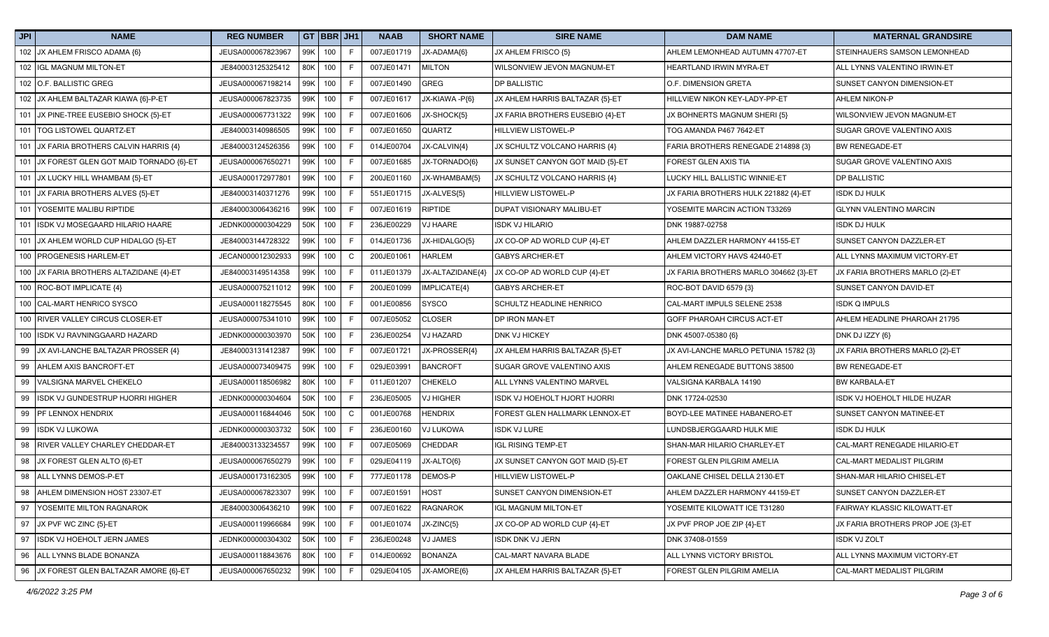| JPI | NAME | REG NUMBER | GT | BBR | JH1 | NAAB | SHORT NAME | SIRE NAME | DAM NAME | MATERNAL GRANDSIRE |
|---|---|---|---|---|---|---|---|---|---|---|
| 102 | JX AHLEM FRISCO ADAMA {6} | JEUSA000067823967 | 99K | 100 | F | 007JE01719 | JX-ADAMA{6} | JX AHLEM FRISCO {5} | AHLEM LEMONHEAD AUTUMN 47707-ET | STEINHAUERS SAMSON LEMONHEAD |
| 102 | IGL MAGNUM MILTON-ET | JE840003125325412 | 80K | 100 | F | 007JE01471 | MILTON | WILSONVIEW JEVON MAGNUM-ET | HEARTLAND IRWIN MYRA-ET | ALL LYNNS VALENTINO IRWIN-ET |
| 102 | O.F. BALLISTIC GREG | JEUSA000067198214 | 99K | 100 | F | 007JE01490 | GREG | DP BALLISTIC | O.F. DIMENSION GRETA | SUNSET CANYON DIMENSION-ET |
| 102 | JX AHLEM BALTAZAR KIAWA {6}-P-ET | JEUSA000067823735 | 99K | 100 | F | 007JE01617 | JX-KIAWA -P{6} | JX AHLEM HARRIS BALTAZAR {5}-ET | HILLVIEW NIKON KEY-LADY-PP-ET | AHLEM NIKON-P |
| 101 | JX PINE-TREE EUSEBIO SHOCK {5}-ET | JEUSA000067731322 | 99K | 100 | F | 007JE01606 | JX-SHOCK{5} | JX FARIA BROTHERS EUSEBIO {4}-ET | JX BOHNERTS MAGNUM SHERI {5} | WILSONVIEW JEVON MAGNUM-ET |
| 101 | TOG LISTOWEL QUARTZ-ET | JE840003140986505 | 99K | 100 | F | 007JE01650 | QUARTZ | HILLVIEW LISTOWEL-P | TOG AMANDA P467 7642-ET | SUGAR GROVE VALENTINO AXIS |
| 101 | JX FARIA BROTHERS CALVIN HARRIS {4} | JE840003124526356 | 99K | 100 | F | 014JE00704 | JX-CALVIN{4} | JX SCHULTZ VOLCANO HARRIS {4} | FARIA BROTHERS RENEGADE 214898 {3} | BW RENEGADE-ET |
| 101 | JX FOREST GLEN GOT MAID TORNADO {6}-ET | JEUSA000067650271 | 99K | 100 | F | 007JE01685 | JX-TORNADO{6} | JX SUNSET CANYON GOT MAID {5}-ET | FOREST GLEN AXIS TIA | SUGAR GROVE VALENTINO AXIS |
| 101 | JX LUCKY HILL WHAMBAM {5}-ET | JEUSA000172977801 | 99K | 100 | F | 200JE01160 | JX-WHAMBAM{5} | JX SCHULTZ VOLCANO HARRIS {4} | LUCKY HILL BALLISTIC WINNIE-ET | DP BALLISTIC |
| 101 | JX FARIA BROTHERS ALVES {5}-ET | JE840003140371276 | 99K | 100 | F | 551JE01715 | JX-ALVES{5} | HILLVIEW LISTOWEL-P | JX FARIA BROTHERS HULK 221882 {4}-ET | ISDK DJ HULK |
| 101 | YOSEMITE MALIBU RIPTIDE | JE840003006436216 | 99K | 100 | F | 007JE01619 | RIPTIDE | DUPAT VISIONARY MALIBU-ET | YOSEMITE MARCIN ACTION T33269 | GLYNN VALENTINO MARCIN |
| 101 | ISDK VJ MOSEGAARD HILARIO HAARE | JEDNK000000304229 | 50K | 100 | F | 236JE00229 | VJ HAARE | ISDK VJ HILARIO | DNK 19887-02758 | ISDK DJ HULK |
| 101 | JX AHLEM WORLD CUP HIDALGO {5}-ET | JE840003144728322 | 99K | 100 | F | 014JE01736 | JX-HIDALGO{5} | JX CO-OP AD WORLD CUP {4}-ET | AHLEM DAZZLER HARMONY 44155-ET | SUNSET CANYON DAZZLER-ET |
| 100 | PROGENESIS HARLEM-ET | JECAN000012302933 | 99K | 100 | C | 200JE01061 | HARLEM | GABYS ARCHER-ET | AHLEM VICTORY HAVS 42440-ET | ALL LYNNS MAXIMUM VICTORY-ET |
| 100 | JX FARIA BROTHERS ALTAZIDANE {4}-ET | JE840003149514358 | 99K | 100 | F | 011JE01379 | JX-ALTAZIDANE{4} | JX CO-OP AD WORLD CUP {4}-ET | JX FARIA BROTHERS MARLO 304662 {3}-ET | JX FARIA BROTHERS MARLO {2}-ET |
| 100 | ROC-BOT IMPLICATE {4} | JEUSA000075211012 | 99K | 100 | F | 200JE01099 | IMPLICATE{4} | GABYS ARCHER-ET | ROC-BOT DAVID 6579 {3} | SUNSET CANYON DAVID-ET |
| 100 | CAL-MART HENRICO SYSCO | JEUSA000118275545 | 80K | 100 | F | 001JE00856 | SYSCO | SCHULTZ HEADLINE HENRICO | CAL-MART IMPULS SELENE 2538 | ISDK Q IMPULS |
| 100 | RIVER VALLEY CIRCUS CLOSER-ET | JEUSA000075341010 | 99K | 100 | F | 007JE05052 | CLOSER | DP IRON MAN-ET | GOFF PHAROAH CIRCUS ACT-ET | AHLEM HEADLINE PHAROAH 21795 |
| 100 | ISDK VJ RAVNINGGAARD HAZARD | JEDNK000000303970 | 50K | 100 | F | 236JE00254 | VJ HAZARD | DNK VJ HICKEY | DNK 45007-05380 {6} | DNK DJ IZZY {6} |
| 99 | JX AVI-LANCHE BALTAZAR PROSSER {4} | JE840003131412387 | 99K | 100 | F | 007JE01721 | JX-PROSSER{4} | JX AHLEM HARRIS BALTAZAR {5}-ET | JX AVI-LANCHE MARLO PETUNIA 15782 {3} | JX FARIA BROTHERS MARLO {2}-ET |
| 99 | AHLEM AXIS BANCROFT-ET | JEUSA000073409475 | 99K | 100 | F | 029JE03991 | BANCROFT | SUGAR GROVE VALENTINO AXIS | AHLEM RENEGADE BUTTONS 38500 | BW RENEGADE-ET |
| 99 | VALSIGNA MARVEL CHEKELO | JEUSA000118506982 | 80K | 100 | F | 011JE01207 | CHEKELO | ALL LYNNS VALENTINO MARVEL | VALSIGNA KARBALA 14190 | BW KARBALA-ET |
| 99 | ISDK VJ GUNDESTRUP HJORRI HIGHER | JEDNK000000304604 | 50K | 100 | F | 236JE05005 | VJ HIGHER | ISDK VJ HOEHOLT HJORT HJORRI | DNK 17724-02530 | ISDK VJ HOEHOLT HILDE HUZAR |
| 99 | PF LENNOX HENDRIX | JEUSA000116844046 | 50K | 100 | C | 001JE00768 | HENDRIX | FOREST GLEN HALLMARK LENNOX-ET | BOYD-LEE MATINEE HABANERO-ET | SUNSET CANYON MATINEE-ET |
| 99 | ISDK VJ LUKOWA | JEDNK000000303732 | 50K | 100 | F | 236JE00160 | VJ LUKOWA | ISDK VJ LURE | LUNDSBJERGGAARD HULK MIE | ISDK DJ HULK |
| 98 | RIVER VALLEY CHARLEY CHEDDAR-ET | JE840003133234557 | 99K | 100 | F | 007JE05069 | CHEDDAR | IGL RISING TEMP-ET | SHAN-MAR HILARIO CHARLEY-ET | CAL-MART RENEGADE HILARIO-ET |
| 98 | JX FOREST GLEN ALTO {6}-ET | JEUSA000067650279 | 99K | 100 | F | 029JE04119 | JX-ALTO{6} | JX SUNSET CANYON GOT MAID {5}-ET | FOREST GLEN PILGRIM AMELIA | CAL-MART MEDALIST PILGRIM |
| 98 | ALL LYNNS DEMOS-P-ET | JEUSA000173162305 | 99K | 100 | F | 777JE01178 | DEMOS-P | HILLVIEW LISTOWEL-P | OAKLANE CHISEL DELLA 2130-ET | SHAN-MAR HILARIO CHISEL-ET |
| 98 | AHLEM DIMENSION HOST 23307-ET | JEUSA000067823307 | 99K | 100 | F | 007JE01591 | HOST | SUNSET CANYON DIMENSION-ET | AHLEM DAZZLER HARMONY 44159-ET | SUNSET CANYON DAZZLER-ET |
| 97 | YOSEMITE MILTON RAGNAROK | JE840003006436210 | 99K | 100 | F | 007JE01622 | RAGNAROK | IGL MAGNUM MILTON-ET | YOSEMITE KILOWATT ICE T31280 | FAIRWAY KLASSIC KILOWATT-ET |
| 97 | JX PVF WC ZINC {5}-ET | JEUSA000119966684 | 99K | 100 | F | 001JE01074 | JX-ZINC{5} | JX CO-OP AD WORLD CUP {4}-ET | JX PVF PROP JOE ZIP {4}-ET | JX FARIA BROTHERS PROP JOE {3}-ET |
| 97 | ISDK VJ HOEHOLT JERN JAMES | JEDNK000000304302 | 50K | 100 | F | 236JE00248 | VJ JAMES | ISDK DNK VJ JERN | DNK 37408-01559 | ISDK VJ ZOLT |
| 96 | ALL LYNNS BLADE BONANZA | JEUSA000118843676 | 80K | 100 | F | 014JE00692 | BONANZA | CAL-MART NAVARA BLADE | ALL LYNNS VICTORY BRISTOL | ALL LYNNS MAXIMUM VICTORY-ET |
| 96 | JX FOREST GLEN BALTAZAR AMORE {6}-ET | JEUSA000067650232 | 99K | 100 | F | 029JE04105 | JX-AMORE{6} | JX AHLEM HARRIS BALTAZAR {5}-ET | FOREST GLEN PILGRIM AMELIA | CAL-MART MEDALIST PILGRIM |

4/6/2022 3:25 PM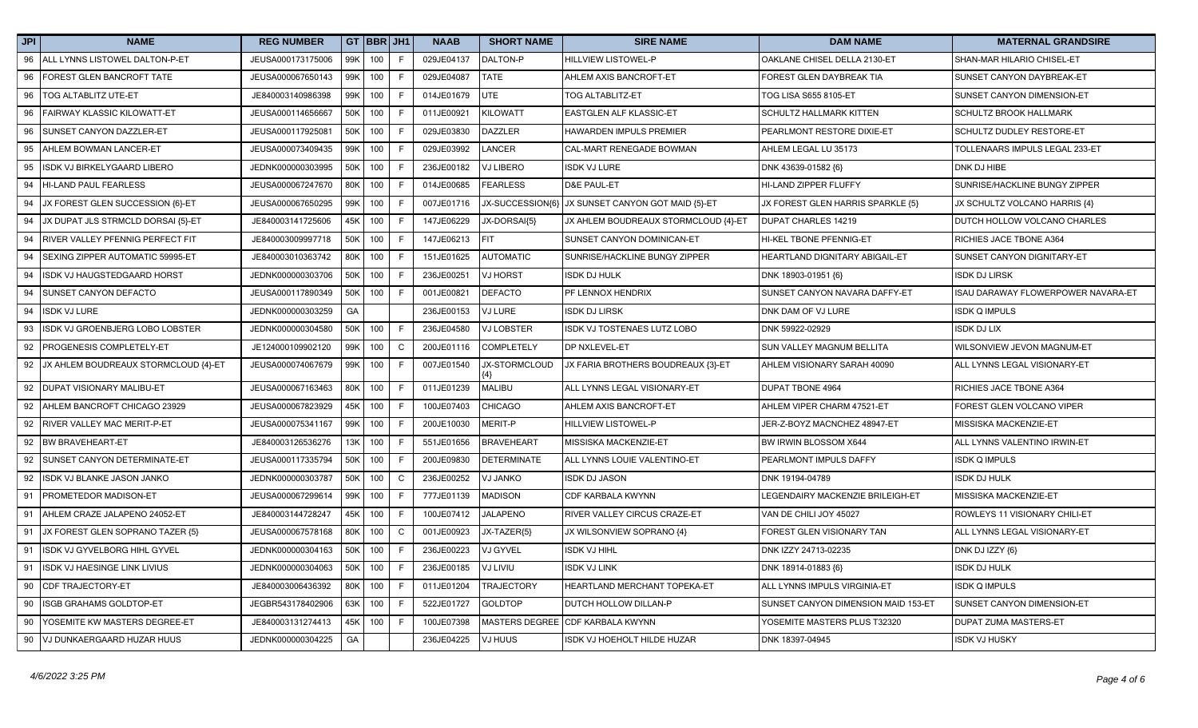| JPI | NAME | REG NUMBER | GT | BBR | JH1 | NAAB | SHORT NAME | SIRE NAME | DAM NAME | MATERNAL GRANDSIRE |
|---|---|---|---|---|---|---|---|---|---|---|
| 96 | ALL LYNNS LISTOWEL DALTON-P-ET | JEUSA000173175006 | 99K | 100 | F | 029JE04137 | DALTON-P | HILLVIEW LISTOWEL-P | OAKLANE CHISEL DELLA 2130-ET | SHAN-MAR HILARIO CHISEL-ET |
| 96 | FOREST GLEN BANCROFT TATE | JEUSA000067650143 | 99K | 100 | F | 029JE04087 | TATE | AHLEM AXIS BANCROFT-ET | FOREST GLEN DAYBREAK TIA | SUNSET CANYON DAYBREAK-ET |
| 96 | TOG ALTABLITZ UTE-ET | JE840003140986398 | 99K | 100 | F | 014JE01679 | UTE | TOG ALTABLITZ-ET | TOG LISA S655 8105-ET | SUNSET CANYON DIMENSION-ET |
| 96 | FAIRWAY KLASSIC KILOWATT-ET | JEUSA000114656667 | 50K | 100 | F | 011JE00921 | KILOWATT | EASTGLEN ALF KLASSIC-ET | SCHULTZ HALLMARK KITTEN | SCHULTZ BROOK HALLMARK |
| 96 | SUNSET CANYON DAZZLER-ET | JEUSA000117925081 | 50K | 100 | F | 029JE03830 | DAZZLER | HAWARDEN IMPULS PREMIER | PEARLMONT RESTORE DIXIE-ET | SCHULTZ DUDLEY RESTORE-ET |
| 95 | AHLEM BOWMAN LANCER-ET | JEUSA000073409435 | 99K | 100 | F | 029JE03992 | LANCER | CAL-MART RENEGADE BOWMAN | AHLEM LEGAL LU 35173 | TOLLENAARS IMPULS LEGAL 233-ET |
| 95 | ISDK VJ BIRKELYGAARD LIBERO | JEDNK000000303995 | 50K | 100 | F | 236JE00182 | VJ LIBERO | ISDK VJ LURE | DNK 43639-01582 {6} | DNK DJ HIBE |
| 94 | HI-LAND PAUL FEARLESS | JEUSA000067247670 | 80K | 100 | F | 014JE00685 | FEARLESS | D&E PAUL-ET | HI-LAND ZIPPER FLUFFY | SUNRISE/HACKLINE BUNGY ZIPPER |
| 94 | JX FOREST GLEN SUCCESSION {6}-ET | JEUSA000067650295 | 99K | 100 | F | 007JE01716 | JX-SUCCESSION{6} | JX SUNSET CANYON GOT MAID {5}-ET | JX FOREST GLEN HARRIS SPARKLE {5} | JX SCHULTZ VOLCANO HARRIS {4} |
| 94 | JX DUPAT JLS STRMCLD DORSAI {5}-ET | JE840003141725606 | 45K | 100 | F | 147JE06229 | JX-DORSAI{5} | JX AHLEM BOUDREAUX STORMCLOUD {4}-ET | DUPAT CHARLES 14219 | DUTCH HOLLOW VOLCANO CHARLES |
| 94 | RIVER VALLEY PFENNIG PERFECT FIT | JE840003009997718 | 50K | 100 | F | 147JE06213 | FIT | SUNSET CANYON DOMINICAN-ET | HI-KEL TBONE PFENNIG-ET | RICHIES JACE TBONE A364 |
| 94 | SEXING ZIPPER AUTOMATIC 59995-ET | JE840003010363742 | 80K | 100 | F | 151JE01625 | AUTOMATIC | SUNRISE/HACKLINE BUNGY ZIPPER | HEARTLAND DIGNITARY ABIGAIL-ET | SUNSET CANYON DIGNITARY-ET |
| 94 | ISDK VJ HAUGSTEDGAARD HORST | JEDNK000000303706 | 50K | 100 | F | 236JE00251 | VJ HORST | ISDK DJ HULK | DNK 18903-01951 {6} | ISDK DJ LIRSK |
| 94 | SUNSET CANYON DEFACTO | JEUSA000117890349 | 50K | 100 | F | 001JE00821 | DEFACTO | PF LENNOX HENDRIX | SUNSET CANYON NAVARA DAFFY-ET | ISAU DARAWAY FLOWERPOWER NAVARA-ET |
| 94 | ISDK VJ LURE | JEDNK000000303259 | GA | | | 236JE00153 | VJ LURE | ISDK DJ LIRSK | DNK DAM OF VJ LURE | ISDK Q IMPULS |
| 93 | ISDK VJ GROENBJERG LOBO LOBSTER | JEDNK000000304580 | 50K | 100 | F | 236JE04580 | VJ LOBSTER | ISDK VJ TOSTENAES LUTZ LOBO | DNK 59922-02929 | ISDK DJ LIX |
| 92 | PROGENESIS COMPLETELY-ET | JE124000109902120 | 99K | 100 | C | 200JE01116 | COMPLETELY | DP NXLEVEL-ET | SUN VALLEY MAGNUM BELLITA | WILSONVIEW JEVON MAGNUM-ET |
| 92 | JX AHLEM BOUDREAUX STORMCLOUD {4}-ET | JEUSA000074067679 | 99K | 100 | F | 007JE01540 | JX-STORMCLOUD {4} | JX FARIA BROTHERS BOUDREAUX {3}-ET | AHLEM VISIONARY SARAH 40090 | ALL LYNNS LEGAL VISIONARY-ET |
| 92 | DUPAT VISIONARY MALIBU-ET | JEUSA000067163463 | 80K | 100 | F | 011JE01239 | MALIBU | ALL LYNNS LEGAL VISIONARY-ET | DUPAT TBONE 4964 | RICHIES JACE TBONE A364 |
| 92 | AHLEM BANCROFT CHICAGO 23929 | JEUSA000067823929 | 45K | 100 | F | 100JE07403 | CHICAGO | AHLEM AXIS BANCROFT-ET | AHLEM VIPER CHARM 47521-ET | FOREST GLEN VOLCANO VIPER |
| 92 | RIVER VALLEY MAC MERIT-P-ET | JEUSA000075341167 | 99K | 100 | F | 200JE10030 | MERIT-P | HILLVIEW LISTOWEL-P | JER-Z-BOYZ MACNCHEZ 48947-ET | MISSISKA MACKENZIE-ET |
| 92 | BW BRAVEHEART-ET | JE840003126536276 | 13K | 100 | F | 551JE01656 | BRAVEHEART | MISSISKA MACKENZIE-ET | BW IRWIN BLOSSOM X644 | ALL LYNNS VALENTINO IRWIN-ET |
| 92 | SUNSET CANYON DETERMINATE-ET | JEUSA000117335794 | 50K | 100 | F | 200JE09830 | DETERMINATE | ALL LYNNS LOUIE VALENTINO-ET | PEARLMONT IMPULS DAFFY | ISDK Q IMPULS |
| 92 | ISDK VJ BLANKE JASON JANKO | JEDNK000000303787 | 50K | 100 | C | 236JE00252 | VJ JANKO | ISDK DJ JASON | DNK 19194-04789 | ISDK DJ HULK |
| 91 | PROMETEDOR MADISON-ET | JEUSA000067299614 | 99K | 100 | F | 777JE01139 | MADISON | CDF KARBALA KWYNN | LEGENDAIRY MACKENZIE BRILEIGH-ET | MISSISKA MACKENZIE-ET |
| 91 | AHLEM CRAZE JALAPENO 24052-ET | JE840003144728247 | 45K | 100 | F | 100JE07412 | JALAPENO | RIVER VALLEY CIRCUS CRAZE-ET | VAN DE CHILI JOY 45027 | ROWLEYS 11 VISIONARY CHILI-ET |
| 91 | JX FOREST GLEN SOPRANO TAZER {5} | JEUSA000067578168 | 80K | 100 | C | 001JE00923 | JX-TAZER{5} | JX WILSONVIEW SOPRANO {4} | FOREST GLEN VISIONARY TAN | ALL LYNNS LEGAL VISIONARY-ET |
| 91 | ISDK VJ GYVELBORG HIHL GYVEL | JEDNK000000304163 | 50K | 100 | F | 236JE00223 | VJ GYVEL | ISDK VJ HIHL | DNK IZZY 24713-02235 | DNK DJ IZZY {6} |
| 91 | ISDK VJ HAESINGE LINK LIVIUS | JEDNK000000304063 | 50K | 100 | F | 236JE00185 | VJ LIVIU | ISDK VJ LINK | DNK 18914-01883 {6} | ISDK DJ HULK |
| 90 | CDF TRAJECTORY-ET | JE840003006436392 | 80K | 100 | F | 011JE01204 | TRAJECTORY | HEARTLAND MERCHANT TOPEKA-ET | ALL LYNNS IMPULS VIRGINIA-ET | ISDK Q IMPULS |
| 90 | ISGB GRAHAMS GOLDTOP-ET | JEGBR543178402906 | 63K | 100 | F | 522JE01727 | GOLDTOP | DUTCH HOLLOW DILLAN-P | SUNSET CANYON DIMENSION MAID 153-ET | SUNSET CANYON DIMENSION-ET |
| 90 | YOSEMITE KW MASTERS DEGREE-ET | JE840003131274413 | 45K | 100 | F | 100JE07398 | MASTERS DEGREE | CDF KARBALA KWYNN | YOSEMITE MASTERS PLUS T32320 | DUPAT ZUMA MASTERS-ET |
| 90 | VJ DUNKAERGAARD HUZAR HUUS | JEDNK000000304225 | GA | | | 236JE04225 | VJ HUUS | ISDK VJ HOEHOLT HILDE HUZAR | DNK 18397-04945 | ISDK VJ HUSKY |

4/6/2022 3:25 PM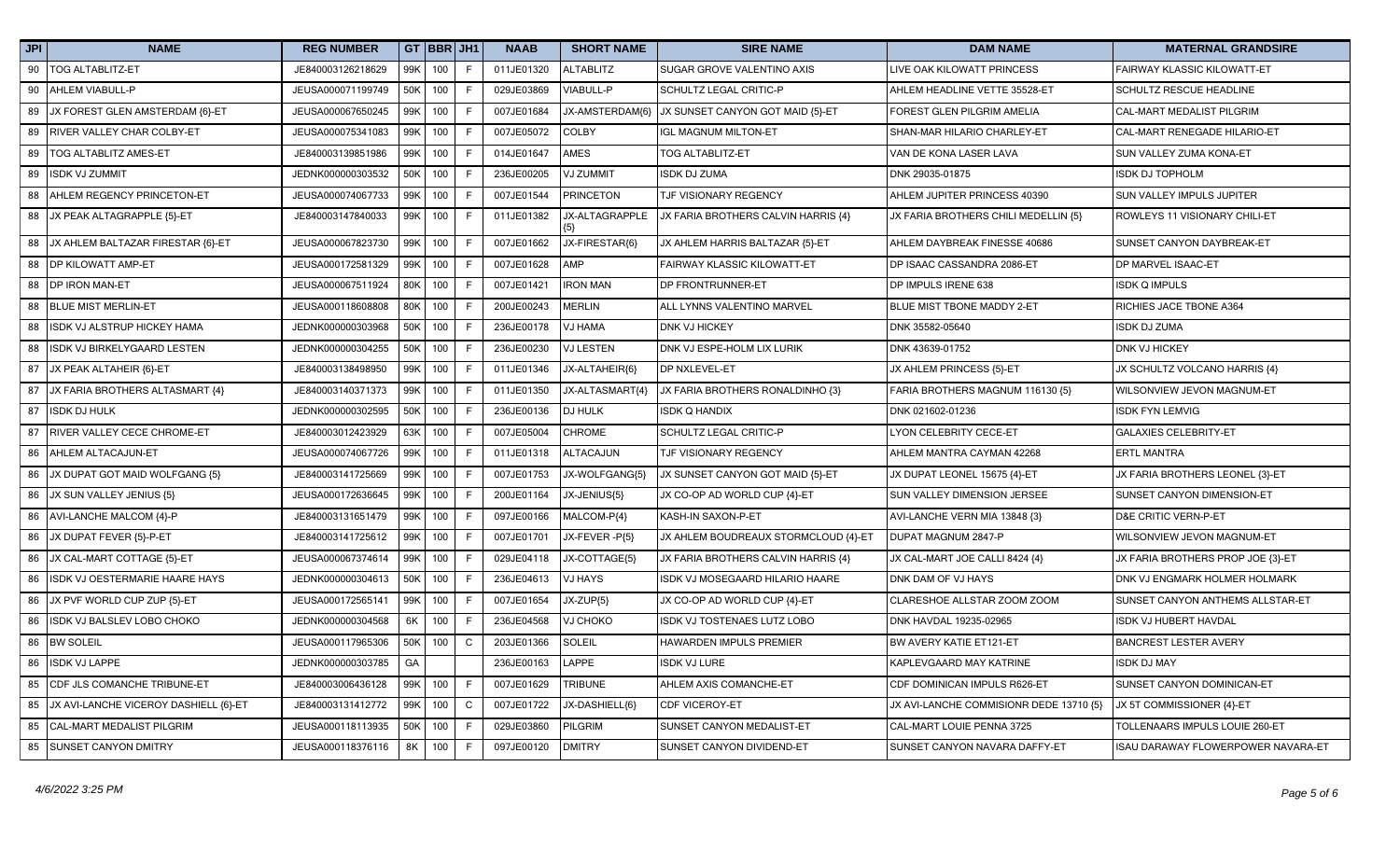| JPI | NAME | REG NUMBER | GT | BBR | JH1 | NAAB | SHORT NAME | SIRE NAME | DAM NAME | MATERNAL GRANDSIRE |
|---|---|---|---|---|---|---|---|---|---|---|
| 90 | TOG ALTABLITZ-ET | JE840003126218629 | 99K | 100 | F | 011JE01320 | ALTABLITZ | SUGAR GROVE VALENTINO AXIS | LIVE OAK KILOWATT PRINCESS | FAIRWAY KLASSIC KILOWATT-ET |
| 90 | AHLEM VIABULL-P | JEUSA000071199749 | 50K | 100 | F | 029JE03869 | VIABULL-P | SCHULTZ LEGAL CRITIC-P | AHLEM HEADLINE VETTE 35528-ET | SCHULTZ RESCUE HEADLINE |
| 89 | JX FOREST GLEN AMSTERDAM {6}-ET | JEUSA000067650245 | 99K | 100 | F | 007JE01684 | JX-AMSTERDAM{6} | JX SUNSET CANYON GOT MAID {5}-ET | FOREST GLEN PILGRIM AMELIA | CAL-MART MEDALIST PILGRIM |
| 89 | RIVER VALLEY CHAR COLBY-ET | JEUSA000075341083 | 99K | 100 | F | 007JE05072 | COLBY | IGL MAGNUM MILTON-ET | SHAN-MAR HILARIO CHARLEY-ET | CAL-MART RENEGADE HILARIO-ET |
| 89 | TOG ALTABLITZ AMES-ET | JE840003139851986 | 99K | 100 | F | 014JE01647 | AMES | TOG ALTABLITZ-ET | VAN DE KONA LASER LAVA | SUN VALLEY ZUMA KONA-ET |
| 89 | ISDK VJ ZUMMIT | JEDNK000000303532 | 50K | 100 | F | 236JE00205 | VJ ZUMMIT | ISDK DJ ZUMA | DNK 29035-01875 | ISDK DJ TOPHOLM |
| 88 | AHLEM REGENCY PRINCETON-ET | JEUSA000074067733 | 99K | 100 | F | 007JE01544 | PRINCETON | TJF VISIONARY REGENCY | AHLEM JUPITER PRINCESS 40390 | SUN VALLEY IMPULS JUPITER |
| 88 | JX PEAK ALTAGRAPPLE {5}-ET | JE840003147840033 | 99K | 100 | F | 011JE01382 | JX-ALTAGRAPPLE {5} | JX FARIA BROTHERS CALVIN HARRIS {4} | JX FARIA BROTHERS CHILI MEDELLIN {5} | ROWLEYS 11 VISIONARY CHILI-ET |
| 88 | JX AHLEM BALTAZAR FIRESTAR {6}-ET | JEUSA000067823730 | 99K | 100 | F | 007JE01662 | JX-FIRESTAR{6} | JX AHLEM HARRIS BALTAZAR {5}-ET | AHLEM DAYBREAK FINESSE 40686 | SUNSET CANYON DAYBREAK-ET |
| 88 | DP KILOWATT AMP-ET | JEUSA000172581329 | 99K | 100 | F | 007JE01628 | AMP | FAIRWAY KLASSIC KILOWATT-ET | DP ISAAC CASSANDRA 2086-ET | DP MARVEL ISAAC-ET |
| 88 | DP IRON MAN-ET | JEUSA000067511924 | 80K | 100 | F | 007JE01421 | IRON MAN | DP FRONTRUNNER-ET | DP IMPULS IRENE 638 | ISDK Q IMPULS |
| 88 | BLUE MIST MERLIN-ET | JEUSA000118608808 | 80K | 100 | F | 200JE00243 | MERLIN | ALL LYNNS VALENTINO MARVEL | BLUE MIST TBONE MADDY 2-ET | RICHIES JACE TBONE A364 |
| 88 | ISDK VJ ALSTRUP HICKEY HAMA | JEDNK000000303968 | 50K | 100 | F | 236JE00178 | VJ HAMA | DNK VJ HICKEY | DNK 35582-05640 | ISDK DJ ZUMA |
| 88 | ISDK VJ BIRKELYGAARD LESTEN | JEDNK000000304255 | 50K | 100 | F | 236JE00230 | VJ LESTEN | DNK VJ ESPE-HOLM LIX LURIK | DNK 43639-01752 | DNK VJ HICKEY |
| 87 | JX PEAK ALTAHEIR {6}-ET | JE840003138498950 | 99K | 100 | F | 011JE01346 | JX-ALTAHEIR{6} | DP NXLEVEL-ET | JX AHLEM PRINCESS {5}-ET | JX SCHULTZ VOLCANO HARRIS {4} |
| 87 | JX FARIA BROTHERS ALTASMART {4} | JE840003140371373 | 99K | 100 | F | 011JE01350 | JX-ALTASMART{4} | JX FARIA BROTHERS RONALDINHO {3} | FARIA BROTHERS MAGNUM 116130 {5} | WILSONVIEW JEVON MAGNUM-ET |
| 87 | ISDK DJ HULK | JEDNK000000302595 | 50K | 100 | F | 236JE00136 | DJ HULK | ISDK Q HANDIX | DNK 021602-01236 | ISDK FYN LEMVIG |
| 87 | RIVER VALLEY CECE CHROME-ET | JE840003012423929 | 63K | 100 | F | 007JE05004 | CHROME | SCHULTZ LEGAL CRITIC-P | LYON CELEBRITY CECE-ET | GALAXIES CELEBRITY-ET |
| 86 | AHLEM ALTACAJUN-ET | JEUSA000074067726 | 99K | 100 | F | 011JE01318 | ALTACAJUN | TJF VISIONARY REGENCY | AHLEM MANTRA CAYMAN 42268 | ERTL MANTRA |
| 86 | JX DUPAT GOT MAID WOLFGANG {5} | JE840003141725669 | 99K | 100 | F | 007JE01753 | JX-WOLFGANG{5} | JX SUNSET CANYON GOT MAID {5}-ET | JX DUPAT LEONEL 15675 {4}-ET | JX FARIA BROTHERS LEONEL {3}-ET |
| 86 | JX SUN VALLEY JENIUS {5} | JEUSA000172636645 | 99K | 100 | F | 200JE01164 | JX-JENIUS{5} | JX CO-OP AD WORLD CUP {4}-ET | SUN VALLEY DIMENSION JERSEE | SUNSET CANYON DIMENSION-ET |
| 86 | AVI-LANCHE MALCOM {4}-P | JE840003131651479 | 99K | 100 | F | 097JE00166 | MALCOM-P{4} | KASH-IN SAXON-P-ET | AVI-LANCHE VERN MIA 13848 {3} | D&E CRITIC VERN-P-ET |
| 86 | JX DUPAT FEVER {5}-P-ET | JE840003141725612 | 99K | 100 | F | 007JE01701 | JX-FEVER -P{5} | JX AHLEM BOUDREAUX STORMCLOUD {4}-ET | DUPAT MAGNUM 2847-P | WILSONVIEW JEVON MAGNUM-ET |
| 86 | JX CAL-MART COTTAGE {5}-ET | JEUSA000067374614 | 99K | 100 | F | 029JE04118 | JX-COTTAGE{5} | JX FARIA BROTHERS CALVIN HARRIS {4} | JX CAL-MART JOE CALLI 8424 {4} | JX FARIA BROTHERS PROP JOE {3}-ET |
| 86 | ISDK VJ OESTERMARIE HAARE HAYS | JEDNK000000304613 | 50K | 100 | F | 236JE04613 | VJ HAYS | ISDK VJ MOSEGAARD HILARIO HAARE | DNK DAM OF VJ HAYS | DNK VJ ENGMARK HOLMER HOLMARK |
| 86 | JX PVF WORLD CUP ZUP {5}-ET | JEUSA000172565141 | 99K | 100 | F | 007JE01654 | JX-ZUP{5} | JX CO-OP AD WORLD CUP {4}-ET | CLARESHOE ALLSTAR ZOOM ZOOM | SUNSET CANYON ANTHEMS ALLSTAR-ET |
| 86 | ISDK VJ BALSLEV LOBO CHOKO | JEDNK000000304568 | 6K | 100 | F | 236JE04568 | VJ CHOKO | ISDK VJ TOSTENAES LUTZ LOBO | DNK HAVDAL 19235-02965 | ISDK VJ HUBERT HAVDAL |
| 86 | BW SOLEIL | JEUSA000117965306 | 50K | 100 | C | 203JE01366 | SOLEIL | HAWARDEN IMPULS PREMIER | BW AVERY KATIE ET121-ET | BANCREST LESTER AVERY |
| 86 | ISDK VJ LAPPE | JEDNK000000303785 | GA | | | 236JE00163 | LAPPE | ISDK VJ LURE | KAPLEVGAARD MAY KATRINE | ISDK DJ MAY |
| 85 | CDF JLS COMANCHE TRIBUNE-ET | JE840003006436128 | 99K | 100 | F | 007JE01629 | TRIBUNE | AHLEM AXIS COMANCHE-ET | CDF DOMINICAN IMPULS R626-ET | SUNSET CANYON DOMINICAN-ET |
| 85 | JX AVI-LANCHE VICEROY DASHIELL {6}-ET | JE840003131412772 | 99K | 100 | C | 007JE01722 | JX-DASHIELL{6} | CDF VICEROY-ET | JX AVI-LANCHE COMMISIONR DEDE 13710 {5} | JX 5T COMMISSIONER {4}-ET |
| 85 | CAL-MART MEDALIST PILGRIM | JEUSA000118113935 | 50K | 100 | F | 029JE03860 | PILGRIM | SUNSET CANYON MEDALIST-ET | CAL-MART LOUIE PENNA 3725 | TOLLENAARS IMPULS LOUIE 260-ET |
| 85 | SUNSET CANYON DMITRY | JEUSA000118376116 | 8K | 100 | F | 097JE00120 | DMITRY | SUNSET CANYON DIVIDEND-ET | SUNSET CANYON NAVARA DAFFY-ET | ISAU DARAWAY FLOWERPOWER NAVARA-ET |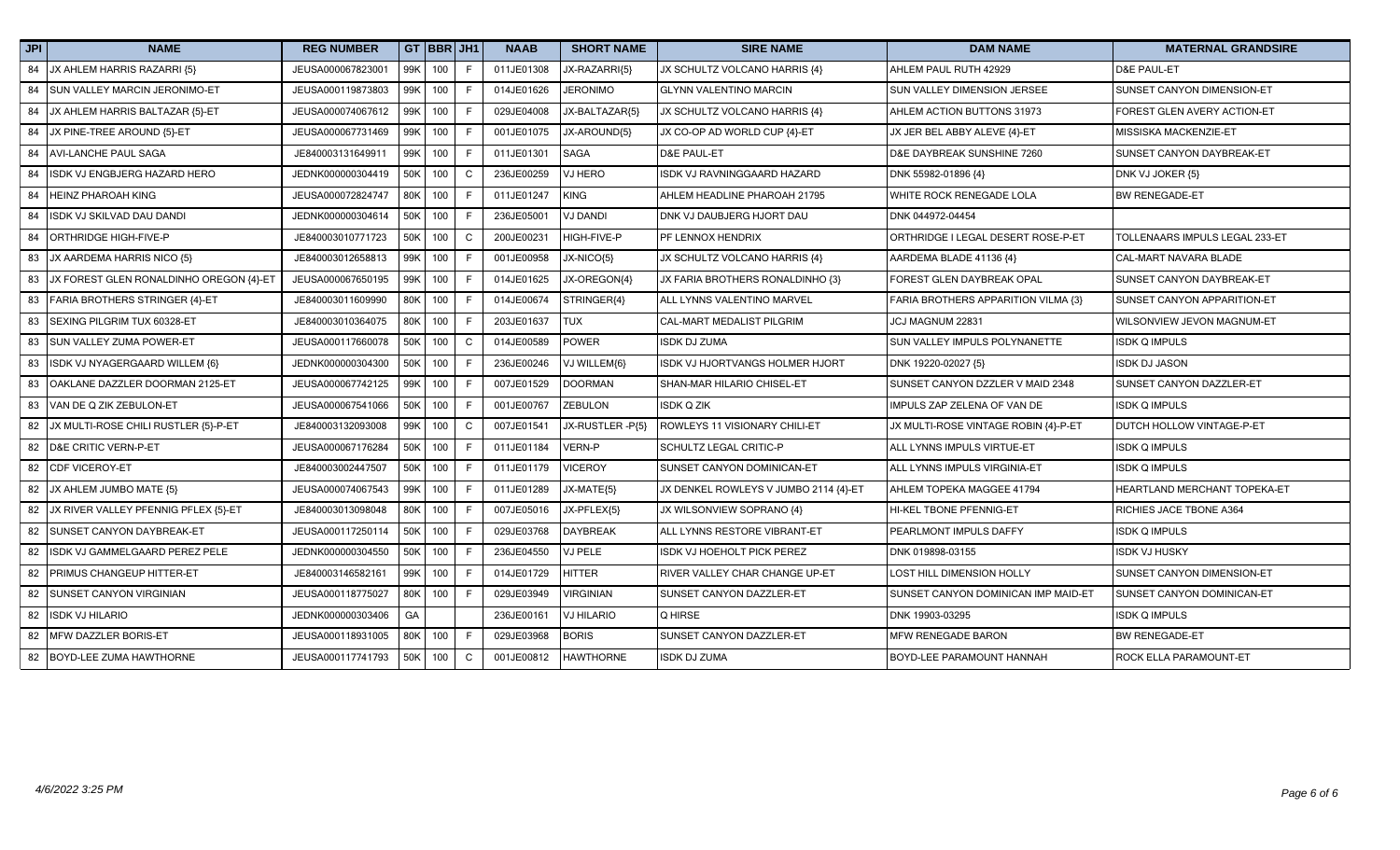| JPI | NAME | REG NUMBER | GT | BBR | JH1 | NAAB | SHORT NAME | SIRE NAME | DAM NAME | MATERNAL GRANDSIRE |
|---|---|---|---|---|---|---|---|---|---|---|
| 84 | JX AHLEM HARRIS RAZARRI {5} | JEUSA000067823001 | 99K | 100 | F | 011JE01308 | JX-RAZARRI{5} | JX SCHULTZ VOLCANO HARRIS {4} | AHLEM PAUL RUTH 42929 | D&E PAUL-ET |
| 84 | SUN VALLEY MARCIN JERONIMO-ET | JEUSA000119873803 | 99K | 100 | F | 014JE01626 | JERONIMO | GLYNN VALENTINO MARCIN | SUN VALLEY DIMENSION JERSEE | SUNSET CANYON DIMENSION-ET |
| 84 | JX AHLEM HARRIS BALTAZAR {5}-ET | JEUSA000074067612 | 99K | 100 | F | 029JE04008 | JX-BALTAZAR{5} | JX SCHULTZ VOLCANO HARRIS {4} | AHLEM ACTION BUTTONS 31973 | FOREST GLEN AVERY ACTION-ET |
| 84 | JX PINE-TREE AROUND {5}-ET | JEUSA000067731469 | 99K | 100 | F | 001JE01075 | JX-AROUND{5} | JX CO-OP AD WORLD CUP {4}-ET | JX JER BEL ABBY ALEVE {4}-ET | MISSISKA MACKENZIE-ET |
| 84 | AVI-LANCHE PAUL SAGA | JE840003131649911 | 99K | 100 | F | 011JE01301 | SAGA | D&E PAUL-ET | D&E DAYBREAK SUNSHINE 7260 | SUNSET CANYON DAYBREAK-ET |
| 84 | ISDK VJ ENGBJERG HAZARD HERO | JEDNK000000304419 | 50K | 100 | C | 236JE00259 | VJ HERO | ISDK VJ RAVNINGGAARD HAZARD | DNK 55982-01896 {4} | DNK VJ JOKER {5} |
| 84 | HEINZ PHAROAH KING | JEUSA000072824747 | 80K | 100 | F | 011JE01247 | KING | AHLEM HEADLINE PHAROAH 21795 | WHITE ROCK RENEGADE LOLA | BW RENEGADE-ET |
| 84 | ISDK VJ SKILVAD DAU DANDI | JEDNK000000304614 | 50K | 100 | F | 236JE05001 | VJ DANDI | DNK VJ DAUBJERG HJORT DAU | DNK 044972-04454 | |
| 84 | ORTHRIDGE HIGH-FIVE-P | JE840003010771723 | 50K | 100 | C | 200JE00231 | HIGH-FIVE-P | PF LENNOX HENDRIX | ORTHRIDGE I LEGAL DESERT ROSE-P-ET | TOLLENAARS IMPULS LEGAL 233-ET |
| 83 | JX AARDEMA HARRIS NICO {5} | JE840003012658813 | 99K | 100 | F | 001JE00958 | JX-NICO{5} | JX SCHULTZ VOLCANO HARRIS {4} | AARDEMA BLADE 41136 {4} | CAL-MART NAVARA BLADE |
| 83 | JX FOREST GLEN RONALDINHO OREGON {4}-ET | JEUSA000067650195 | 99K | 100 | F | 014JE01625 | JX-OREGON{4} | JX FARIA BROTHERS RONALDINHO {3} | FOREST GLEN DAYBREAK OPAL | SUNSET CANYON DAYBREAK-ET |
| 83 | FARIA BROTHERS STRINGER {4}-ET | JE840003011609990 | 80K | 100 | F | 014JE00674 | STRINGER{4} | ALL LYNNS VALENTINO MARVEL | FARIA BROTHERS APPARITION VILMA {3} | SUNSET CANYON APPARITION-ET |
| 83 | SEXING PILGRIM TUX 60328-ET | JE840003010364075 | 80K | 100 | F | 203JE01637 | TUX | CAL-MART MEDALIST PILGRIM | JCJ MAGNUM 22831 | WILSONVIEW JEVON MAGNUM-ET |
| 83 | SUN VALLEY ZUMA POWER-ET | JEUSA000117660078 | 50K | 100 | C | 014JE00589 | POWER | ISDK DJ ZUMA | SUN VALLEY IMPULS POLYNANETTE | ISDK Q IMPULS |
| 83 | ISDK VJ NYAGERGAARD WILLEM {6} | JEDNK000000304300 | 50K | 100 | F | 236JE00246 | VJ WILLEM{6} | ISDK VJ HJORTVANGS HOLMER HJORT | DNK 19220-02027 {5} | ISDK DJ JASON |
| 83 | OAKLANE DAZZLER DOORMAN 2125-ET | JEUSA000067742125 | 99K | 100 | F | 007JE01529 | DOORMAN | SHAN-MAR HILARIO CHISEL-ET | SUNSET CANYON DZZLER V MAID 2348 | SUNSET CANYON DAZZLER-ET |
| 83 | VAN DE Q ZIK ZEBULON-ET | JEUSA000067541066 | 50K | 100 | F | 001JE00767 | ZEBULON | ISDK Q ZIK | IMPULS ZAP ZELENA OF VAN DE | ISDK Q IMPULS |
| 82 | JX MULTI-ROSE CHILI RUSTLER {5}-P-ET | JE840003132093008 | 99K | 100 | C | 007JE01541 | JX-RUSTLER -P{5} | ROWLEYS 11 VISIONARY CHILI-ET | JX MULTI-ROSE VINTAGE ROBIN {4}-P-ET | DUTCH HOLLOW VINTAGE-P-ET |
| 82 | D&E CRITIC VERN-P-ET | JEUSA000067176284 | 50K | 100 | F | 011JE01184 | VERN-P | SCHULTZ LEGAL CRITIC-P | ALL LYNNS IMPULS VIRTUE-ET | ISDK Q IMPULS |
| 82 | CDF VICEROY-ET | JE840003002447507 | 50K | 100 | F | 011JE01179 | VICEROY | SUNSET CANYON DOMINICAN-ET | ALL LYNNS IMPULS VIRGINIA-ET | ISDK Q IMPULS |
| 82 | JX AHLEM JUMBO MATE {5} | JEUSA000074067543 | 99K | 100 | F | 011JE01289 | JX-MATE{5} | JX DENKEL ROWLEYS V JUMBO 2114 {4}-ET | AHLEM TOPEKA MAGGEE 41794 | HEARTLAND MERCHANT TOPEKA-ET |
| 82 | JX RIVER VALLEY PFENNIG PFLEX {5}-ET | JE840003013098048 | 80K | 100 | F | 007JE05016 | JX-PFLEX{5} | JX WILSONVIEW SOPRANO {4} | HI-KEL TBONE PFENNIG-ET | RICHIES JACE TBONE A364 |
| 82 | SUNSET CANYON DAYBREAK-ET | JEUSA000117250114 | 50K | 100 | F | 029JE03768 | DAYBREAK | ALL LYNNS RESTORE VIBRANT-ET | PEARLMONT IMPULS DAFFY | ISDK Q IMPULS |
| 82 | ISDK VJ GAMMELGAARD PEREZ PELE | JEDNK000000304550 | 50K | 100 | F | 236JE04550 | VJ PELE | ISDK VJ HOEHOLT PICK PEREZ | DNK 019898-03155 | ISDK VJ HUSKY |
| 82 | PRIMUS CHANGEUP HITTER-ET | JE840003146582161 | 99K | 100 | F | 014JE01729 | HITTER | RIVER VALLEY CHAR CHANGE UP-ET | LOST HILL DIMENSION HOLLY | SUNSET CANYON DIMENSION-ET |
| 82 | SUNSET CANYON VIRGINIAN | JEUSA000118775027 | 80K | 100 | F | 029JE03949 | VIRGINIAN | SUNSET CANYON DAZZLER-ET | SUNSET CANYON DOMINICAN IMP MAID-ET | SUNSET CANYON DOMINICAN-ET |
| 82 | ISDK VJ HILARIO | JEDNK000000303406 | GA | | | 236JE00161 | VJ HILARIO | Q HIRSE | DNK 19903-03295 | ISDK Q IMPULS |
| 82 | MFW DAZZLER BORIS-ET | JEUSA000118931005 | 80K | 100 | F | 029JE03968 | BORIS | SUNSET CANYON DAZZLER-ET | MFW RENEGADE BARON | BW RENEGADE-ET |
| 82 | BOYD-LEE ZUMA HAWTHORNE | JEUSA000117741793 | 50K | 100 | C | 001JE00812 | HAWTHORNE | ISDK DJ ZUMA | BOYD-LEE PARAMOUNT HANNAH | ROCK ELLA PARAMOUNT-ET |

*4/6/2022 3:25 PM*